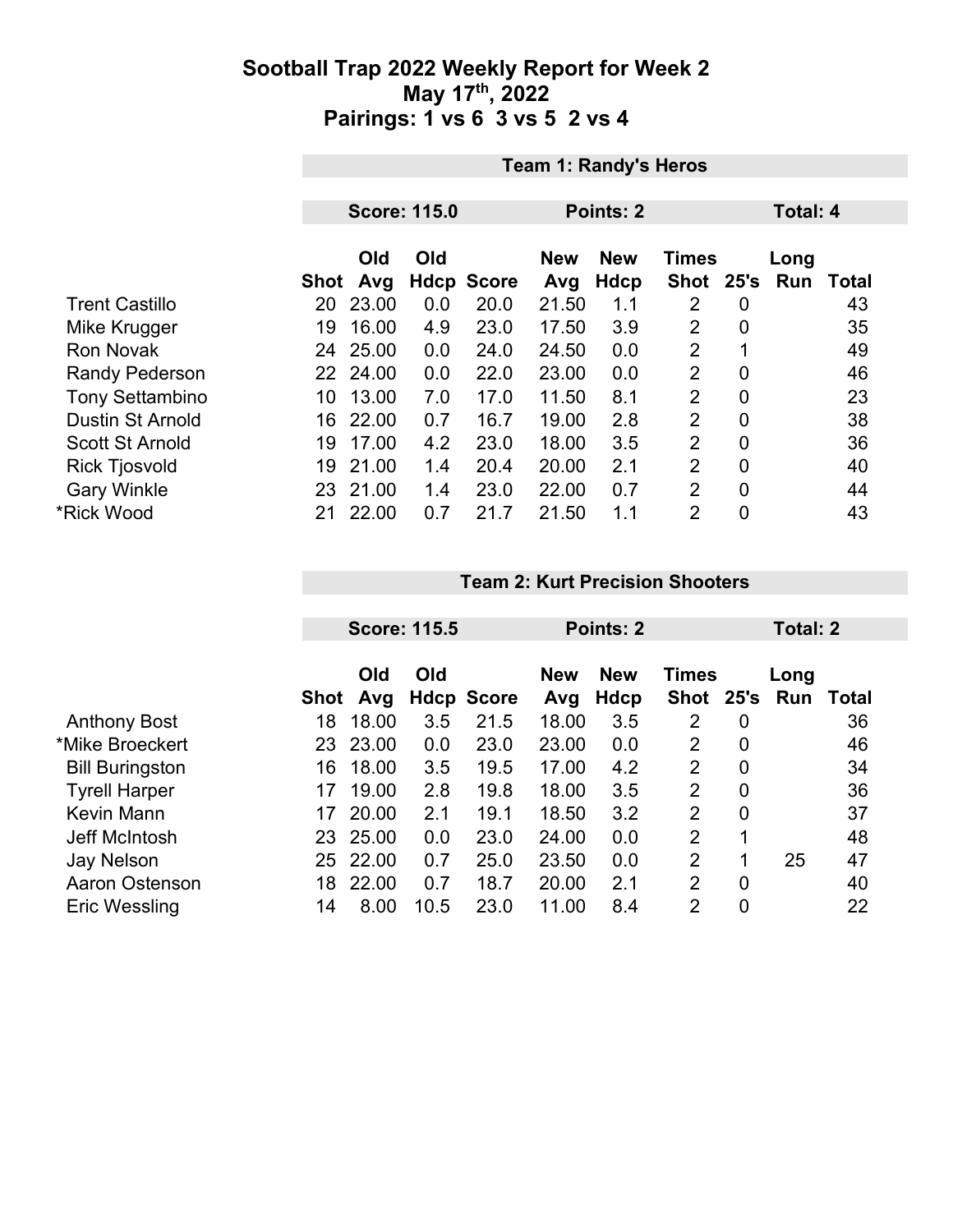# Sootball Trap 2022 Weekly Report for Week 2
## May 17th, 2022
## Pairings: 1 vs 6  3 vs 5  2 vs 4

### Team 1: Randy's Heros

**Score: 115.0** | **Points: 2** | **Total: 4**

| | Shot | Old Avg | Old Hdcp | Score | New Avg | New Hdcp | Times Shot | 25's | Long Run | Total |
|---|---|---|---|---|---|---|---|---|---|---|
| Trent Castillo | 20 | 23.00 | 0.0 | 20.0 | 21.50 | 1.1 | 2 | 0 | | 43 |
| Mike Krugger | 19 | 16.00 | 4.9 | 23.0 | 17.50 | 3.9 | 2 | 0 | | 35 |
| Ron Novak | 24 | 25.00 | 0.0 | 24.0 | 24.50 | 0.0 | 2 | 1 | | 49 |
| Randy Pederson | 22 | 24.00 | 0.0 | 22.0 | 23.00 | 0.0 | 2 | 0 | | 46 |
| Tony Settambino | 10 | 13.00 | 7.0 | 17.0 | 11.50 | 8.1 | 2 | 0 | | 23 |
| Dustin St Arnold | 16 | 22.00 | 0.7 | 16.7 | 19.00 | 2.8 | 2 | 0 | | 38 |
| Scott St Arnold | 19 | 17.00 | 4.2 | 23.0 | 18.00 | 3.5 | 2 | 0 | | 36 |
| Rick Tjosvold | 19 | 21.00 | 1.4 | 20.4 | 20.00 | 2.1 | 2 | 0 | | 40 |
| Gary Winkle | 23 | 21.00 | 1.4 | 23.0 | 22.00 | 0.7 | 2 | 0 | | 44 |
| *Rick Wood | 21 | 22.00 | 0.7 | 21.7 | 21.50 | 1.1 | 2 | 0 | | 43 |

### Team 2: Kurt Precision Shooters

**Score: 115.5** | **Points: 2** | **Total: 2**

| | Shot | Old Avg | Old Hdcp | Score | New Avg | New Hdcp | Times Shot | 25's | Long Run | Total |
|---|---|---|---|---|---|---|---|---|---|---|
| Anthony Bost | 18 | 18.00 | 3.5 | 21.5 | 18.00 | 3.5 | 2 | 0 | | 36 |
| *Mike Broeckert | 23 | 23.00 | 0.0 | 23.0 | 23.00 | 0.0 | 2 | 0 | | 46 |
| Bill Buringston | 16 | 18.00 | 3.5 | 19.5 | 17.00 | 4.2 | 2 | 0 | | 34 |
| Tyrell Harper | 17 | 19.00 | 2.8 | 19.8 | 18.00 | 3.5 | 2 | 0 | | 36 |
| Kevin Mann | 17 | 20.00 | 2.1 | 19.1 | 18.50 | 3.2 | 2 | 0 | | 37 |
| Jeff McIntosh | 23 | 25.00 | 0.0 | 23.0 | 24.00 | 0.0 | 2 | 1 | | 48 |
| Jay Nelson | 25 | 22.00 | 0.7 | 25.0 | 23.50 | 0.0 | 2 | 1 | 25 | 47 |
| Aaron Ostenson | 18 | 22.00 | 0.7 | 18.7 | 20.00 | 2.1 | 2 | 0 | | 40 |
| Eric Wessling | 14 | 8.00 | 10.5 | 23.0 | 11.00 | 8.4 | 2 | 0 | | 22 |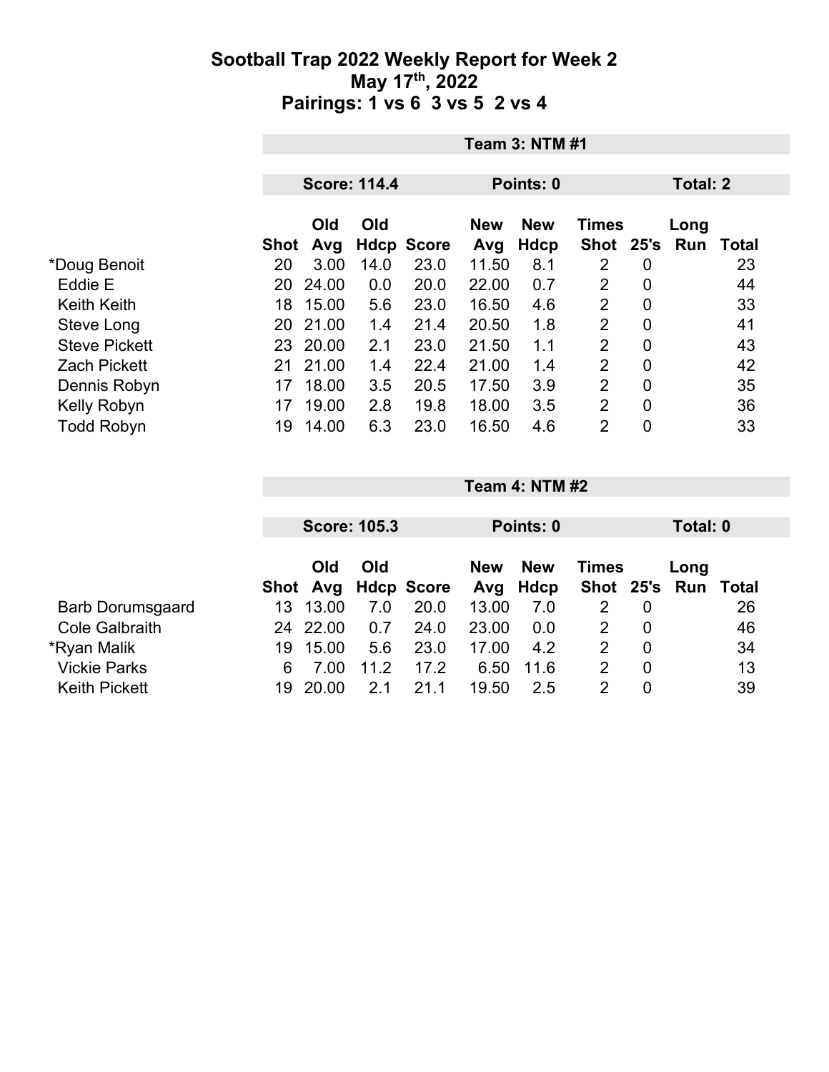# Sootball Trap 2022 Weekly Report for Week 2
## May 17th, 2022
## Pairings: 1 vs 6  3 vs 5  2 vs 4

### Team 3: NTM #1

**Score: 114.4** | **Points: 0** | **Total: 2**

| | Shot | Old Avg | Old Hdcp | Score | New Avg | New Hdcp | Times Shot | 25's | Long Run | Total |
|---|---|---|---|---|---|---|---|---|---|---|
| *Doug Benoit | 20 | 3.00 | 14.0 | 23.0 | 11.50 | 8.1 | 2 | 0 | | 23 |
| Eddie E | 20 | 24.00 | 0.0 | 20.0 | 22.00 | 0.7 | 2 | 0 | | 44 |
| Keith Keith | 18 | 15.00 | 5.6 | 23.0 | 16.50 | 4.6 | 2 | 0 | | 33 |
| Steve Long | 20 | 21.00 | 1.4 | 21.4 | 20.50 | 1.8 | 2 | 0 | | 41 |
| Steve Pickett | 23 | 20.00 | 2.1 | 23.0 | 21.50 | 1.1 | 2 | 0 | | 43 |
| Zach Pickett | 21 | 21.00 | 1.4 | 22.4 | 21.00 | 1.4 | 2 | 0 | | 42 |
| Dennis Robyn | 17 | 18.00 | 3.5 | 20.5 | 17.50 | 3.9 | 2 | 0 | | 35 |
| Kelly Robyn | 17 | 19.00 | 2.8 | 19.8 | 18.00 | 3.5 | 2 | 0 | | 36 |
| Todd Robyn | 19 | 14.00 | 6.3 | 23.0 | 16.50 | 4.6 | 2 | 0 | | 33 |

### Team 4: NTM #2

**Score: 105.3** | **Points: 0** | **Total: 0**

| | Shot | Old Avg | Old Hdcp | Score | New Avg | New Hdcp | Times Shot | 25's | Long Run | Total |
|---|---|---|---|---|---|---|---|---|---|---|
| Barb Dorumsgaard | 13 | 13.00 | 7.0 | 20.0 | 13.00 | 7.0 | 2 | 0 | | 26 |
| Cole Galbraith | 24 | 22.00 | 0.7 | 24.0 | 23.00 | 0.0 | 2 | 0 | | 46 |
| *Ryan Malik | 19 | 15.00 | 5.6 | 23.0 | 17.00 | 4.2 | 2 | 0 | | 34 |
| Vickie Parks | 6 | 7.00 | 11.2 | 17.2 | 6.50 | 11.6 | 2 | 0 | | 13 |
| Keith Pickett | 19 | 20.00 | 2.1 | 21.1 | 19.50 | 2.5 | 2 | 0 | | 39 |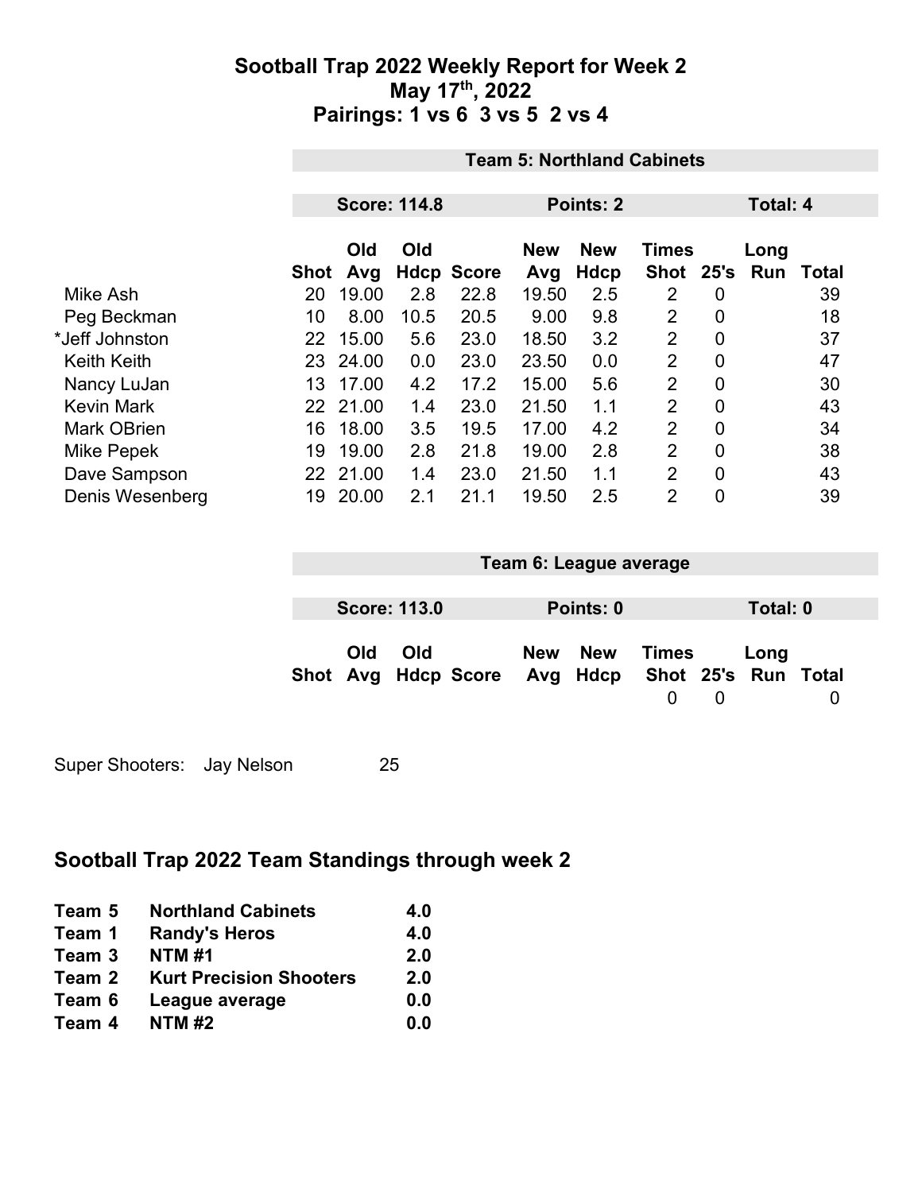# Sootball Trap 2022 Weekly Report for Week 2
## May 17th, 2022
## Pairings: 1 vs 6 3 vs 5 2 vs 4

**Team 5: Northland Cabinets**

**Score: 114.8** | **Points: 2** | **Total: 4**

| | Shot | Old Avg | Old Hdcp | Score | New Avg | New Hdcp | Times Shot | 25's | Long Run | Total |
|---|---|---|---|---|---|---|---|---|---|---|
| Mike Ash | 20 | 19.00 | 2.8 | 22.8 | 19.50 | 2.5 | 2 | 0 | | 39 |
| Peg Beckman | 10 | 8.00 | 10.5 | 20.5 | 9.00 | 9.8 | 2 | 0 | | 18 |
| *Jeff Johnston | 22 | 15.00 | 5.6 | 23.0 | 18.50 | 3.2 | 2 | 0 | | 37 |
| Keith Keith | 23 | 24.00 | 0.0 | 23.0 | 23.50 | 0.0 | 2 | 0 | | 47 |
| Nancy LuJan | 13 | 17.00 | 4.2 | 17.2 | 15.00 | 5.6 | 2 | 0 | | 30 |
| Kevin Mark | 22 | 21.00 | 1.4 | 23.0 | 21.50 | 1.1 | 2 | 0 | | 43 |
| Mark OBrien | 16 | 18.00 | 3.5 | 19.5 | 17.00 | 4.2 | 2 | 0 | | 34 |
| Mike Pepek | 19 | 19.00 | 2.8 | 21.8 | 19.00 | 2.8 | 2 | 0 | | 38 |
| Dave Sampson | 22 | 21.00 | 1.4 | 23.0 | 21.50 | 1.1 | 2 | 0 | | 43 |
| Denis Wesenberg | 19 | 20.00 | 2.1 | 21.1 | 19.50 | 2.5 | 2 | 0 | | 39 |

**Team 6: League average**

**Score: 113.0** | **Points: 0** | **Total: 0**

| | Shot | Old Avg | Old Hdcp | Score | New Avg | New Hdcp | Times Shot | 25's | Long Run | Total |
|---|---|---|---|---|---|---|---|---|---|---|
| | | | | | | | 0 | 0 | | 0 |

Super Shooters: Jay Nelson 25

## Sootball Trap 2022 Team Standings through week 2

| | | |
|---|---|---|
| **Team 5** | **Northland Cabinets** | **4.0** |
| **Team 1** | **Randy's Heros** | **4.0** |
| **Team 3** | **NTM #1** | **2.0** |
| **Team 2** | **Kurt Precision Shooters** | **2.0** |
| **Team 6** | **League average** | **0.0** |
| **Team 4** | **NTM #2** | **0.0** |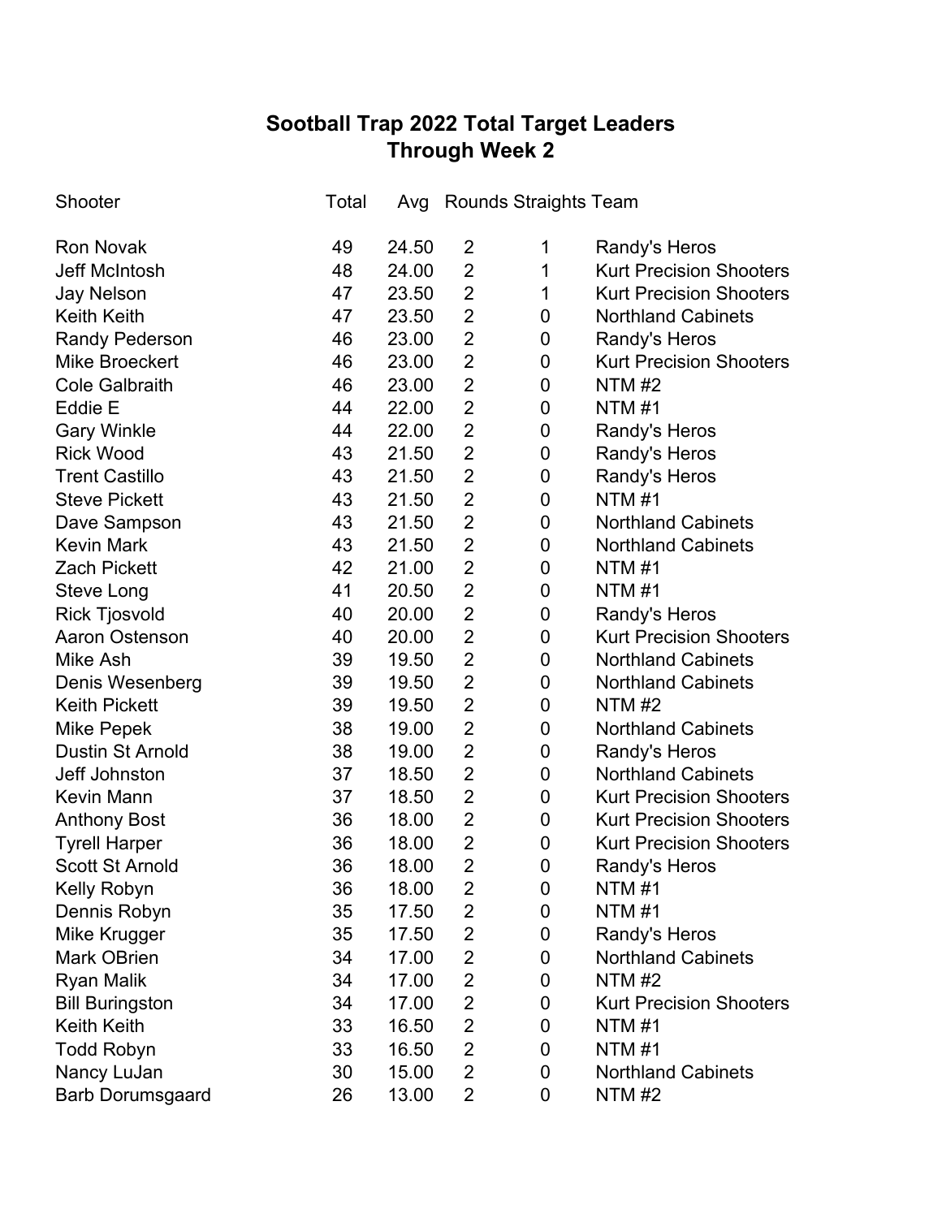# Sootball Trap 2022 Total Target Leaders
## Through Week 2

| Shooter | Total | Avg | Rounds | Straights | Team |
|---|---|---|---|---|---|
| Ron Novak | 49 | 24.50 | 2 | 1 | Randy's Heros |
| Jeff McIntosh | 48 | 24.00 | 2 | 1 | Kurt Precision Shooters |
| Jay Nelson | 47 | 23.50 | 2 | 1 | Kurt Precision Shooters |
| Keith Keith | 47 | 23.50 | 2 | 0 | Northland Cabinets |
| Randy Pederson | 46 | 23.00 | 2 | 0 | Randy's Heros |
| Mike Broeckert | 46 | 23.00 | 2 | 0 | Kurt Precision Shooters |
| Cole Galbraith | 46 | 23.00 | 2 | 0 | NTM #2 |
| Eddie E | 44 | 22.00 | 2 | 0 | NTM #1 |
| Gary Winkle | 44 | 22.00 | 2 | 0 | Randy's Heros |
| Rick Wood | 43 | 21.50 | 2 | 0 | Randy's Heros |
| Trent Castillo | 43 | 21.50 | 2 | 0 | Randy's Heros |
| Steve Pickett | 43 | 21.50 | 2 | 0 | NTM #1 |
| Dave Sampson | 43 | 21.50 | 2 | 0 | Northland Cabinets |
| Kevin Mark | 43 | 21.50 | 2 | 0 | Northland Cabinets |
| Zach Pickett | 42 | 21.00 | 2 | 0 | NTM #1 |
| Steve Long | 41 | 20.50 | 2 | 0 | NTM #1 |
| Rick Tjosvold | 40 | 20.00 | 2 | 0 | Randy's Heros |
| Aaron Ostenson | 40 | 20.00 | 2 | 0 | Kurt Precision Shooters |
| Mike Ash | 39 | 19.50 | 2 | 0 | Northland Cabinets |
| Denis Wesenberg | 39 | 19.50 | 2 | 0 | Northland Cabinets |
| Keith Pickett | 39 | 19.50 | 2 | 0 | NTM #2 |
| Mike Pepek | 38 | 19.00 | 2 | 0 | Northland Cabinets |
| Dustin St Arnold | 38 | 19.00 | 2 | 0 | Randy's Heros |
| Jeff Johnston | 37 | 18.50 | 2 | 0 | Northland Cabinets |
| Kevin Mann | 37 | 18.50 | 2 | 0 | Kurt Precision Shooters |
| Anthony Bost | 36 | 18.00 | 2 | 0 | Kurt Precision Shooters |
| Tyrell Harper | 36 | 18.00 | 2 | 0 | Kurt Precision Shooters |
| Scott St Arnold | 36 | 18.00 | 2 | 0 | Randy's Heros |
| Kelly Robyn | 36 | 18.00 | 2 | 0 | NTM #1 |
| Dennis Robyn | 35 | 17.50 | 2 | 0 | NTM #1 |
| Mike Krugger | 35 | 17.50 | 2 | 0 | Randy's Heros |
| Mark OBrien | 34 | 17.00 | 2 | 0 | Northland Cabinets |
| Ryan Malik | 34 | 17.00 | 2 | 0 | NTM #2 |
| Bill Buringston | 34 | 17.00 | 2 | 0 | Kurt Precision Shooters |
| Keith Keith | 33 | 16.50 | 2 | 0 | NTM #1 |
| Todd Robyn | 33 | 16.50 | 2 | 0 | NTM #1 |
| Nancy LuJan | 30 | 15.00 | 2 | 0 | Northland Cabinets |
| Barb Dorumsgaard | 26 | 13.00 | 2 | 0 | NTM #2 |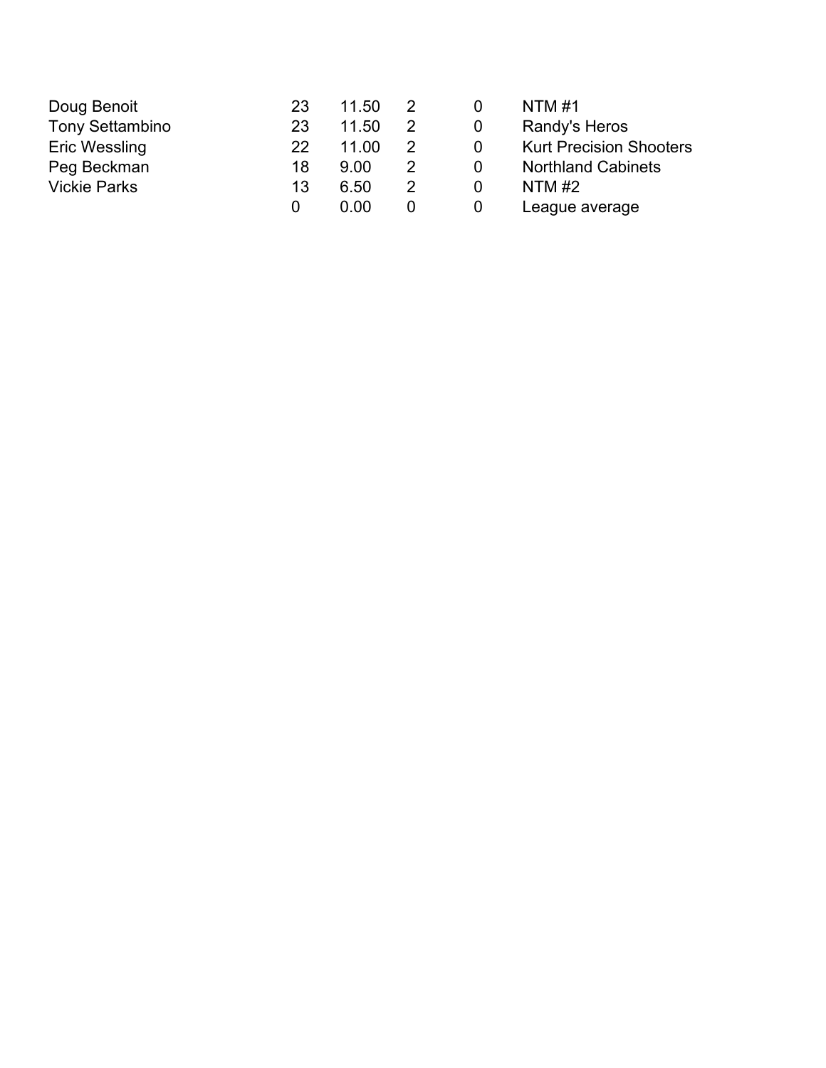| | | | | | |
|---|---|---|---|---|---|
| Doug Benoit | 23 | 11.50 | 2 | 0 | NTM #1 |
| Tony Settambino | 23 | 11.50 | 2 | 0 | Randy's Heros |
| Eric Wessling | 22 | 11.00 | 2 | 0 | Kurt Precision Shooters |
| Peg Beckman | 18 | 9.00 | 2 | 0 | Northland Cabinets |
| Vickie Parks | 13 | 6.50 | 2 | 0 | NTM #2 |
| | 0 | 0.00 | 0 | 0 | League average |